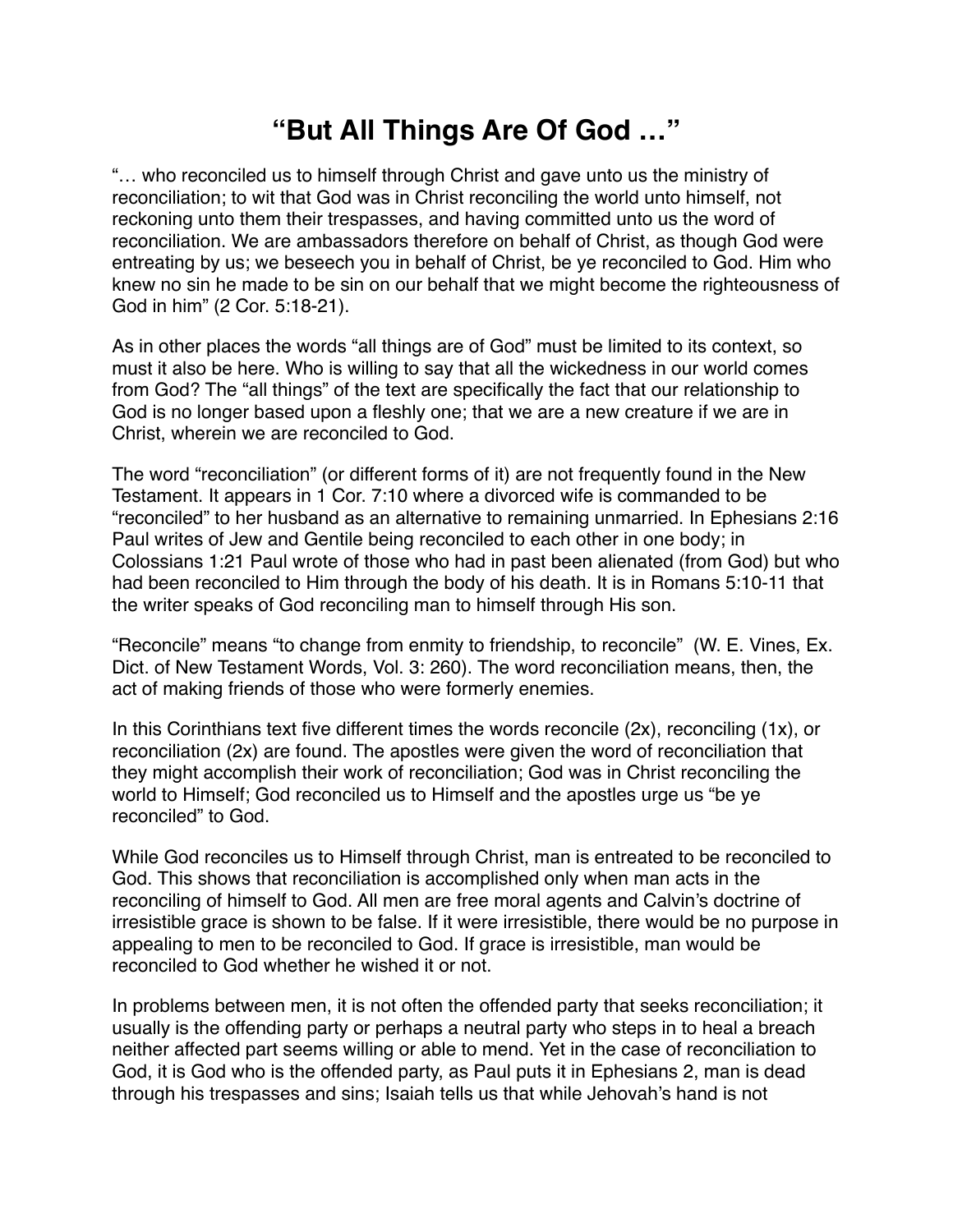# “But All Things Are Of God …”

“… who reconciled us to himself through Christ and gave unto us the ministry of reconciliation; to wit that God was in Christ reconciling the world unto himself, not reckoning unto them their trespasses, and having committed unto us the word of reconciliation. We are ambassadors therefore on behalf of Christ, as though God were entreating by us; we beseech you in behalf of Christ, be ye reconciled to God. Him who knew no sin he made to be sin on our behalf that we might become the righteousness of God in him” (2 Cor. 5:18-21).

As in other places the words “all things are of God” must be limited to its context, so must it also be here. Who is willing to say that all the wickedness in our world comes from God? The “all things” of the text are specifically the fact that our relationship to God is no longer based upon a fleshly one; that we are a new creature if we are in Christ, wherein we are reconciled to God.

The word “reconciliation” (or different forms of it) are not frequently found in the New Testament. It appears in 1 Cor. 7:10 where a divorced wife is commanded to be “reconciled” to her husband as an alternative to remaining unmarried. In Ephesians 2:16 Paul writes of Jew and Gentile being reconciled to each other in one body; in Colossians 1:21 Paul wrote of those who had in past been alienated (from God) but who had been reconciled to Him through the body of his death. It is in Romans 5:10-11 that the writer speaks of God reconciling man to himself through His son.

“Reconcile” means “to change from enmity to friendship, to reconcile” (W. E. Vines, Ex. Dict. of New Testament Words, Vol. 3: 260). The word reconciliation means, then, the act of making friends of those who were formerly enemies.

In this Corinthians text five different times the words reconcile (2x), reconciling (1x), or reconciliation (2x) are found. The apostles were given the word of reconciliation that they might accomplish their work of reconciliation; God was in Christ reconciling the world to Himself; God reconciled us to Himself and the apostles urge us “be ye reconciled” to God.

While God reconciles us to Himself through Christ, man is entreated to be reconciled to God. This shows that reconciliation is accomplished only when man acts in the reconciling of himself to God. All men are free moral agents and Calvin’s doctrine of irresistible grace is shown to be false. If it were irresistible, there would be no purpose in appealing to men to be reconciled to God. If grace is irresistible, man would be reconciled to God whether he wished it or not.

In problems between men, it is not often the offended party that seeks reconciliation; it usually is the offending party or perhaps a neutral party who steps in to heal a breach neither affected part seems willing or able to mend. Yet in the case of reconciliation to God, it is God who is the offended party, as Paul puts it in Ephesians 2, man is dead through his trespasses and sins; Isaiah tells us that while Jehovah’s hand is not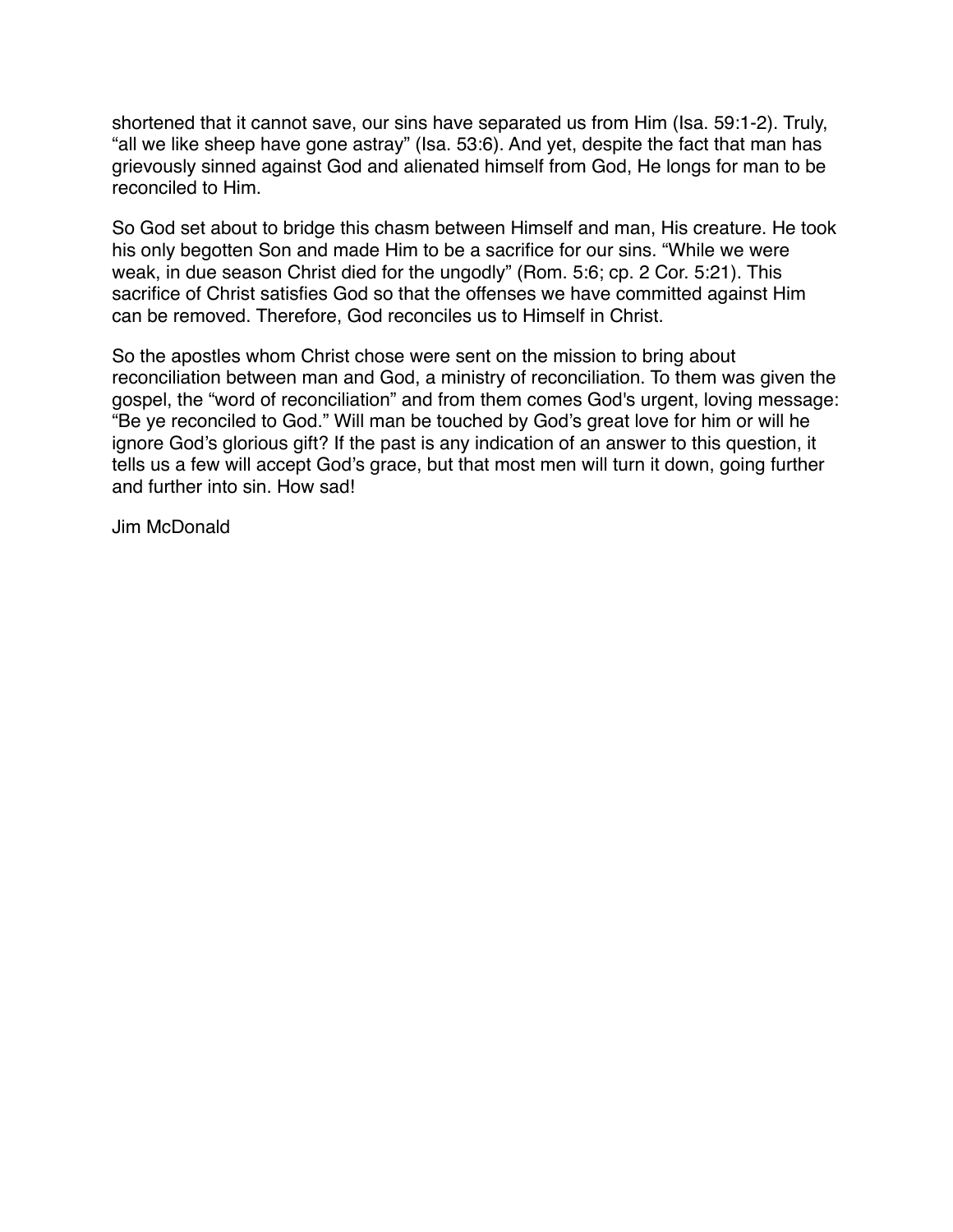shortened that it cannot save, our sins have separated us from Him (Isa. 59:1-2). Truly, “all we like sheep have gone astray” (Isa. 53:6). And yet, despite the fact that man has grievously sinned against God and alienated himself from God, He longs for man to be reconciled to Him.

So God set about to bridge this chasm between Himself and man, His creature. He took his only begotten Son and made Him to be a sacrifice for our sins. “While we were weak, in due season Christ died for the ungodly” (Rom. 5:6; cp. 2 Cor. 5:21). This sacrifice of Christ satisfies God so that the offenses we have committed against Him can be removed. Therefore, God reconciles us to Himself in Christ.

So the apostles whom Christ chose were sent on the mission to bring about reconciliation between man and God, a ministry of reconciliation. To them was given the gospel, the “word of reconciliation” and from them comes God's urgent, loving message: “Be ye reconciled to God.” Will man be touched by God’s great love for him or will he ignore God’s glorious gift? If the past is any indication of an answer to this question, it tells us a few will accept God’s grace, but that most men will turn it down, going further and further into sin. How sad!

Jim McDonald